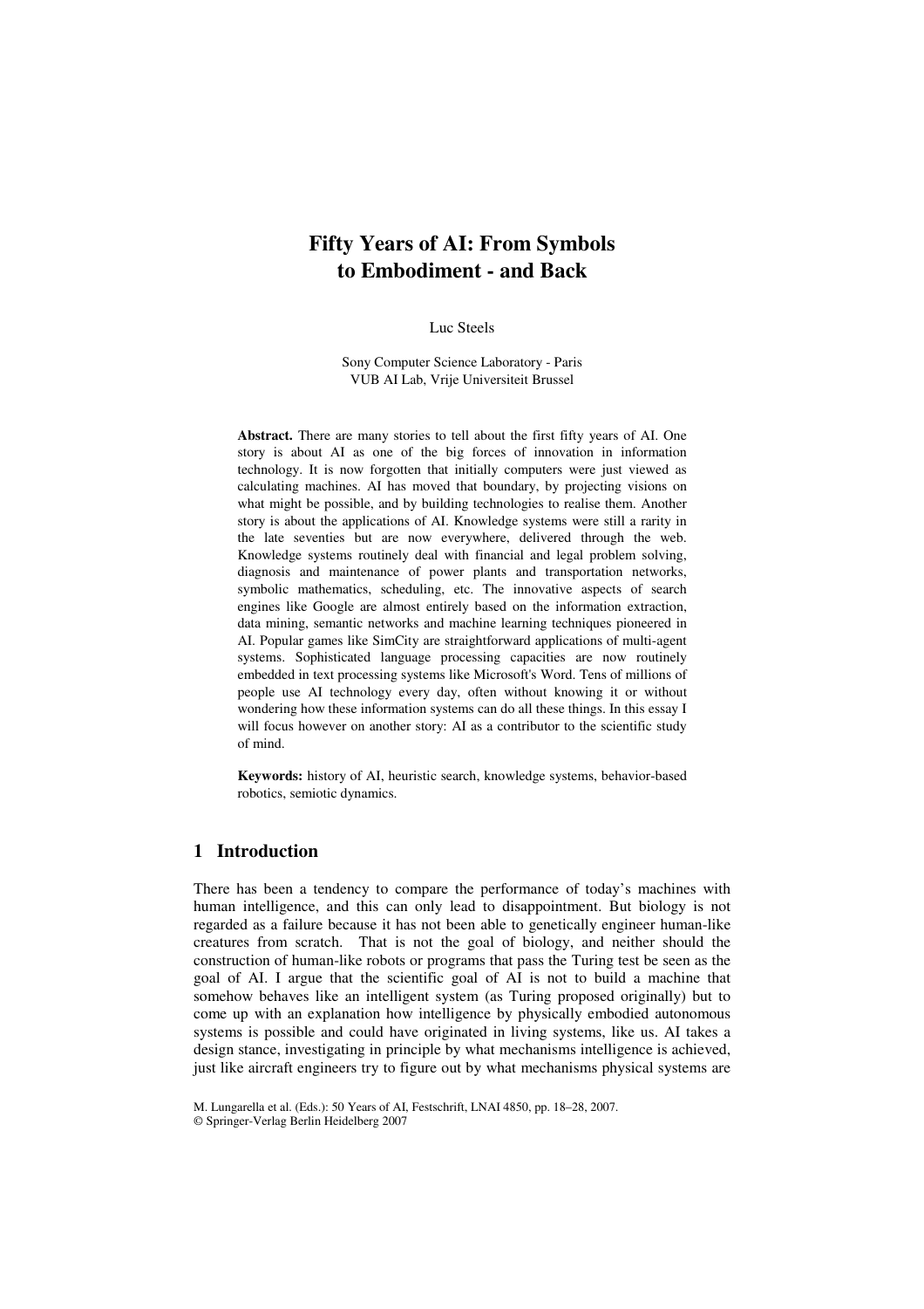# Fifty Years of AI: From Symbols to Embodiment - and Back

Luc Steels

Sony Computer Science Laboratory - Paris
VUB AI Lab, Vrije Universiteit Brussel

**Abstract.** There are many stories to tell about the first fifty years of AI. One story is about AI as one of the big forces of innovation in information technology. It is now forgotten that initially computers were just viewed as calculating machines. AI has moved that boundary, by projecting visions on what might be possible, and by building technologies to realise them. Another story is about the applications of AI. Knowledge systems were still a rarity in the late seventies but are now everywhere, delivered through the web. Knowledge systems routinely deal with financial and legal problem solving, diagnosis and maintenance of power plants and transportation networks, symbolic mathematics, scheduling, etc. The innovative aspects of search engines like Google are almost entirely based on the information extraction, data mining, semantic networks and machine learning techniques pioneered in AI. Popular games like SimCity are straightforward applications of multi-agent systems. Sophisticated language processing capacities are now routinely embedded in text processing systems like Microsoft's Word. Tens of millions of people use AI technology every day, often without knowing it or without wondering how these information systems can do all these things. In this essay I will focus however on another story: AI as a contributor to the scientific study of mind.

**Keywords:** history of AI, heuristic search, knowledge systems, behavior-based robotics, semiotic dynamics.

## 1 Introduction

There has been a tendency to compare the performance of today's machines with human intelligence, and this can only lead to disappointment. But biology is not regarded as a failure because it has not been able to genetically engineer human-like creatures from scratch. That is not the goal of biology, and neither should the construction of human-like robots or programs that pass the Turing test be seen as the goal of AI. I argue that the scientific goal of AI is not to build a machine that somehow behaves like an intelligent system (as Turing proposed originally) but to come up with an explanation how intelligence by physically embodied autonomous systems is possible and could have originated in living systems, like us. AI takes a design stance, investigating in principle by what mechanisms intelligence is achieved, just like aircraft engineers try to figure out by what mechanisms physical systems are

M. Lungarella et al. (Eds.): 50 Years of AI, Festschrift, LNAI 4850, pp. 18–28, 2007.
© Springer-Verlag Berlin Heidelberg 2007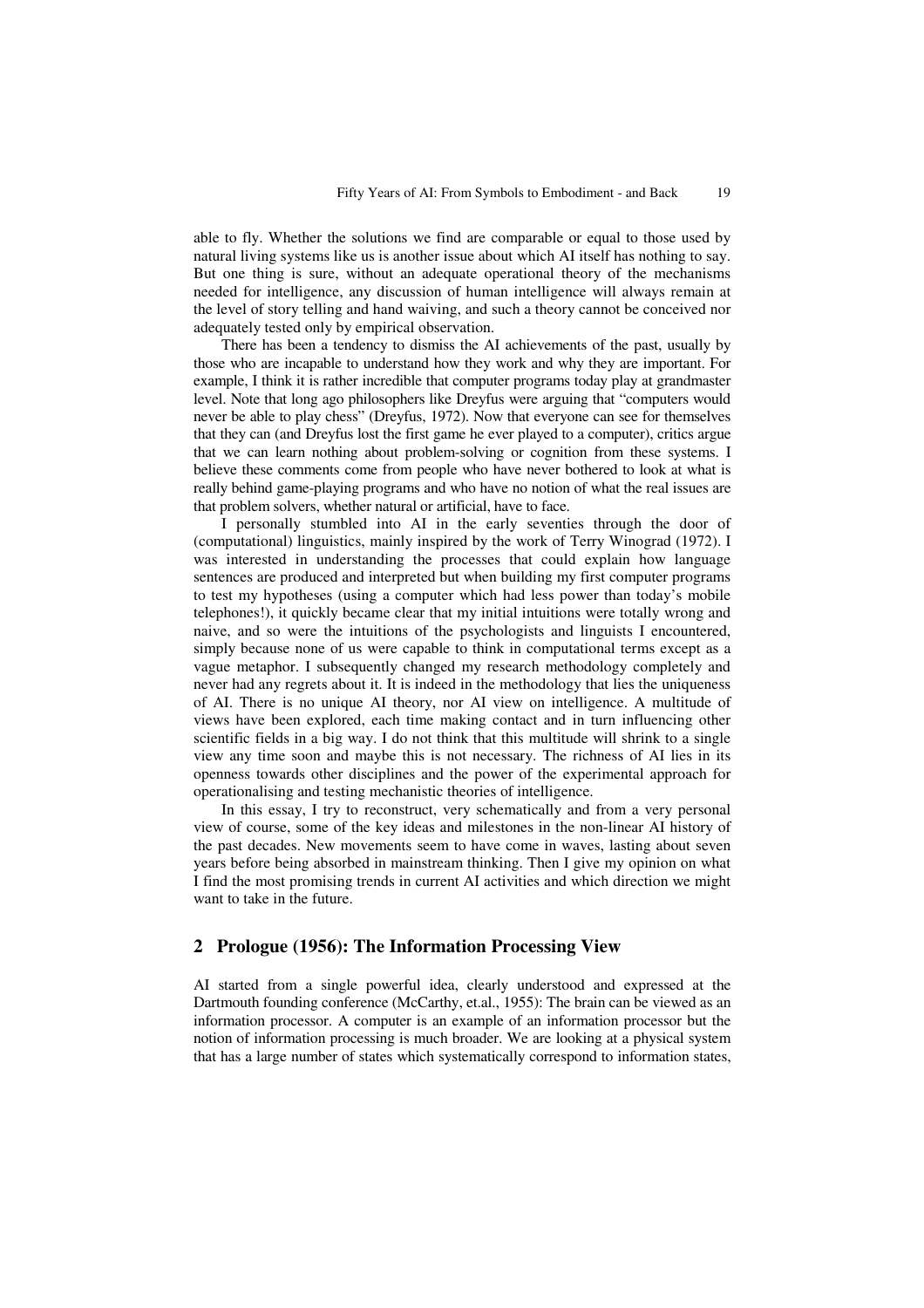able to fly. Whether the solutions we find are comparable or equal to those used by natural living systems like us is another issue about which AI itself has nothing to say. But one thing is sure, without an adequate operational theory of the mechanisms needed for intelligence, any discussion of human intelligence will always remain at the level of story telling and hand waiving, and such a theory cannot be conceived nor adequately tested only by empirical observation.

There has been a tendency to dismiss the AI achievements of the past, usually by those who are incapable to understand how they work and why they are important. For example, I think it is rather incredible that computer programs today play at grandmaster level. Note that long ago philosophers like Dreyfus were arguing that "computers would never be able to play chess" (Dreyfus, 1972). Now that everyone can see for themselves that they can (and Dreyfus lost the first game he ever played to a computer), critics argue that we can learn nothing about problem-solving or cognition from these systems. I believe these comments come from people who have never bothered to look at what is really behind game-playing programs and who have no notion of what the real issues are that problem solvers, whether natural or artificial, have to face.

I personally stumbled into AI in the early seventies through the door of (computational) linguistics, mainly inspired by the work of Terry Winograd (1972). I was interested in understanding the processes that could explain how language sentences are produced and interpreted but when building my first computer programs to test my hypotheses (using a computer which had less power than today's mobile telephones!), it quickly became clear that my initial intuitions were totally wrong and naive, and so were the intuitions of the psychologists and linguists I encountered, simply because none of us were capable to think in computational terms except as a vague metaphor. I subsequently changed my research methodology completely and never had any regrets about it. It is indeed in the methodology that lies the uniqueness of AI. There is no unique AI theory, nor AI view on intelligence. A multitude of views have been explored, each time making contact and in turn influencing other scientific fields in a big way. I do not think that this multitude will shrink to a single view any time soon and maybe this is not necessary. The richness of AI lies in its openness towards other disciplines and the power of the experimental approach for operationalising and testing mechanistic theories of intelligence.

In this essay, I try to reconstruct, very schematically and from a very personal view of course, some of the key ideas and milestones in the non-linear AI history of the past decades. New movements seem to have come in waves, lasting about seven years before being absorbed in mainstream thinking. Then I give my opinion on what I find the most promising trends in current AI activities and which direction we might want to take in the future.

## 2 Prologue (1956): The Information Processing View

AI started from a single powerful idea, clearly understood and expressed at the Dartmouth founding conference (McCarthy, et.al., 1955): The brain can be viewed as an information processor. A computer is an example of an information processor but the notion of information processing is much broader. We are looking at a physical system that has a large number of states which systematically correspond to information states,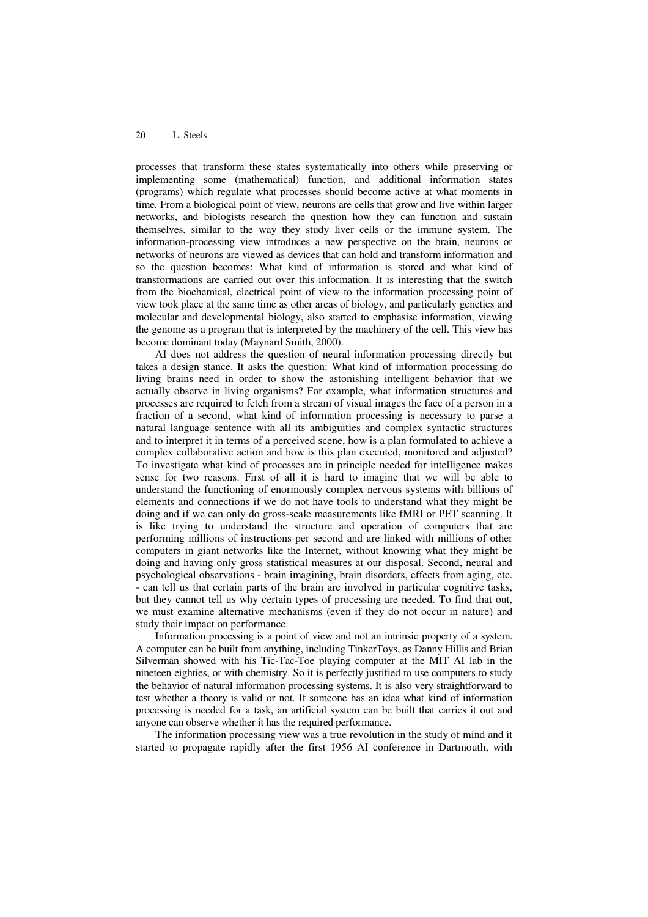processes that transform these states systematically into others while preserving or implementing some (mathematical) function, and additional information states (programs) which regulate what processes should become active at what moments in time. From a biological point of view, neurons are cells that grow and live within larger networks, and biologists research the question how they can function and sustain themselves, similar to the way they study liver cells or the immune system. The information-processing view introduces a new perspective on the brain, neurons or networks of neurons are viewed as devices that can hold and transform information and so the question becomes: What kind of information is stored and what kind of transformations are carried out over this information. It is interesting that the switch from the biochemical, electrical point of view to the information processing point of view took place at the same time as other areas of biology, and particularly genetics and molecular and developmental biology, also started to emphasise information, viewing the genome as a program that is interpreted by the machinery of the cell. This view has become dominant today (Maynard Smith, 2000).

AI does not address the question of neural information processing directly but takes a design stance. It asks the question: What kind of information processing do living brains need in order to show the astonishing intelligent behavior that we actually observe in living organisms? For example, what information structures and processes are required to fetch from a stream of visual images the face of a person in a fraction of a second, what kind of information processing is necessary to parse a natural language sentence with all its ambiguities and complex syntactic structures and to interpret it in terms of a perceived scene, how is a plan formulated to achieve a complex collaborative action and how is this plan executed, monitored and adjusted? To investigate what kind of processes are in principle needed for intelligence makes sense for two reasons. First of all it is hard to imagine that we will be able to understand the functioning of enormously complex nervous systems with billions of elements and connections if we do not have tools to understand what they might be doing and if we can only do gross-scale measurements like fMRI or PET scanning. It is like trying to understand the structure and operation of computers that are performing millions of instructions per second and are linked with millions of other computers in giant networks like the Internet, without knowing what they might be doing and having only gross statistical measures at our disposal. Second, neural and psychological observations - brain imagining, brain disorders, effects from aging, etc. - can tell us that certain parts of the brain are involved in particular cognitive tasks, but they cannot tell us why certain types of processing are needed. To find that out, we must examine alternative mechanisms (even if they do not occur in nature) and study their impact on performance.

Information processing is a point of view and not an intrinsic property of a system. A computer can be built from anything, including TinkerToys, as Danny Hillis and Brian Silverman showed with his Tic-Tac-Toe playing computer at the MIT AI lab in the nineteen eighties, or with chemistry. So it is perfectly justified to use computers to study the behavior of natural information processing systems. It is also very straightforward to test whether a theory is valid or not. If someone has an idea what kind of information processing is needed for a task, an artificial system can be built that carries it out and anyone can observe whether it has the required performance.

The information processing view was a true revolution in the study of mind and it started to propagate rapidly after the first 1956 AI conference in Dartmouth, with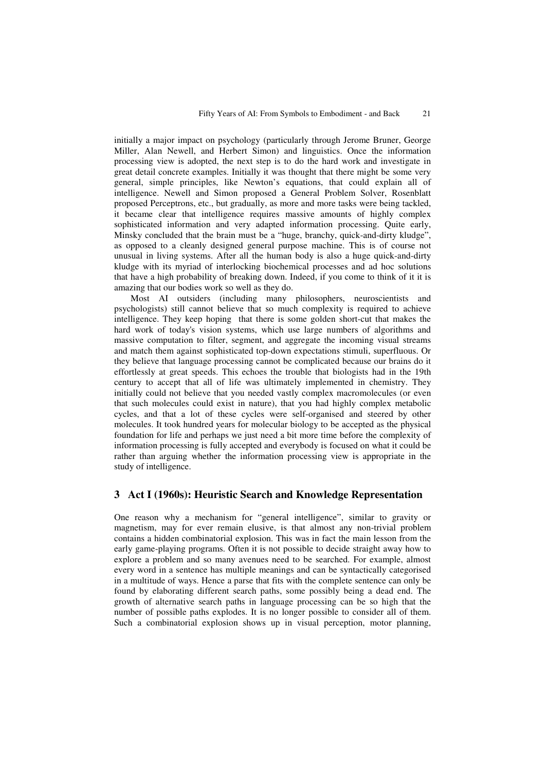initially a major impact on psychology (particularly through Jerome Bruner, George Miller, Alan Newell, and Herbert Simon) and linguistics. Once the information processing view is adopted, the next step is to do the hard work and investigate in great detail concrete examples. Initially it was thought that there might be some very general, simple principles, like Newton's equations, that could explain all of intelligence. Newell and Simon proposed a General Problem Solver, Rosenblatt proposed Perceptrons, etc., but gradually, as more and more tasks were being tackled, it became clear that intelligence requires massive amounts of highly complex sophisticated information and very adapted information processing. Quite early, Minsky concluded that the brain must be a "huge, branchy, quick-and-dirty kludge", as opposed to a cleanly designed general purpose machine. This is of course not unusual in living systems. After all the human body is also a huge quick-and-dirty kludge with its myriad of interlocking biochemical processes and ad hoc solutions that have a high probability of breaking down. Indeed, if you come to think of it it is amazing that our bodies work so well as they do.

Most AI outsiders (including many philosophers, neuroscientists and psychologists) still cannot believe that so much complexity is required to achieve intelligence. They keep hoping that there is some golden short-cut that makes the hard work of today's vision systems, which use large numbers of algorithms and massive computation to filter, segment, and aggregate the incoming visual streams and match them against sophisticated top-down expectations stimuli, superfluous. Or they believe that language processing cannot be complicated because our brains do it effortlessly at great speeds. This echoes the trouble that biologists had in the 19th century to accept that all of life was ultimately implemented in chemistry. They initially could not believe that you needed vastly complex macromolecules (or even that such molecules could exist in nature), that you had highly complex metabolic cycles, and that a lot of these cycles were self-organised and steered by other molecules. It took hundred years for molecular biology to be accepted as the physical foundation for life and perhaps we just need a bit more time before the complexity of information processing is fully accepted and everybody is focused on what it could be rather than arguing whether the information processing view is appropriate in the study of intelligence.

## 3 Act I (1960s): Heuristic Search and Knowledge Representation

One reason why a mechanism for "general intelligence", similar to gravity or magnetism, may for ever remain elusive, is that almost any non-trivial problem contains a hidden combinatorial explosion. This was in fact the main lesson from the early game-playing programs. Often it is not possible to decide straight away how to explore a problem and so many avenues need to be searched. For example, almost every word in a sentence has multiple meanings and can be syntactically categorised in a multitude of ways. Hence a parse that fits with the complete sentence can only be found by elaborating different search paths, some possibly being a dead end. The growth of alternative search paths in language processing can be so high that the number of possible paths explodes. It is no longer possible to consider all of them. Such a combinatorial explosion shows up in visual perception, motor planning,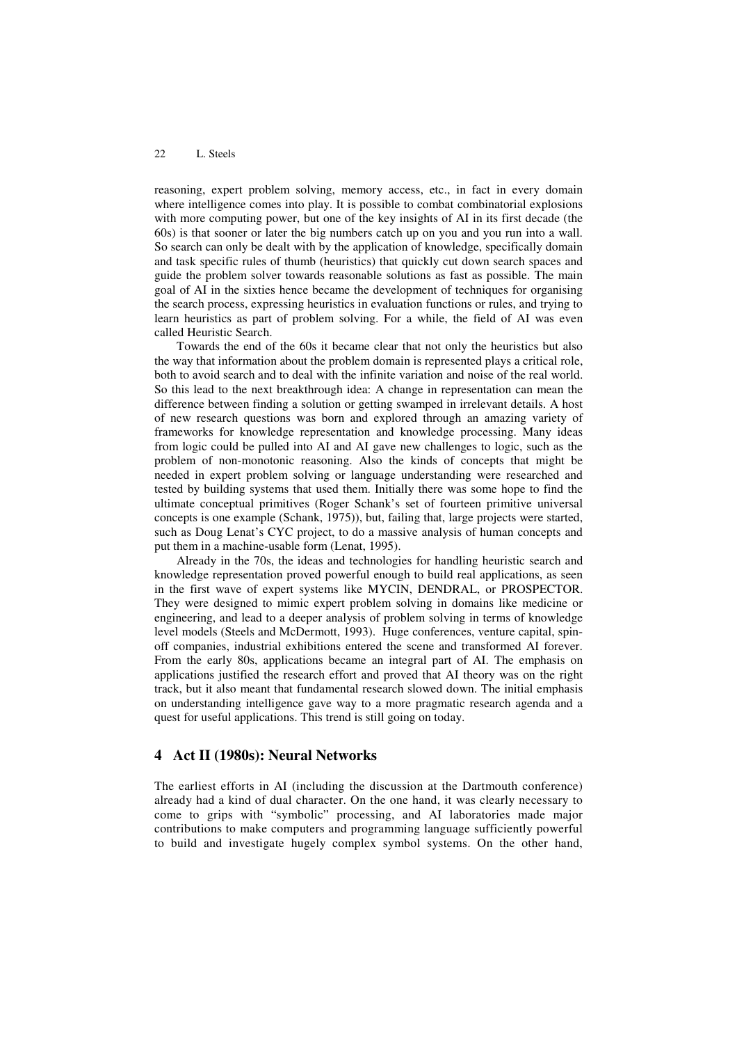reasoning, expert problem solving, memory access, etc., in fact in every domain where intelligence comes into play. It is possible to combat combinatorial explosions with more computing power, but one of the key insights of AI in its first decade (the 60s) is that sooner or later the big numbers catch up on you and you run into a wall. So search can only be dealt with by the application of knowledge, specifically domain and task specific rules of thumb (heuristics) that quickly cut down search spaces and guide the problem solver towards reasonable solutions as fast as possible. The main goal of AI in the sixties hence became the development of techniques for organising the search process, expressing heuristics in evaluation functions or rules, and trying to learn heuristics as part of problem solving. For a while, the field of AI was even called Heuristic Search.

Towards the end of the 60s it became clear that not only the heuristics but also the way that information about the problem domain is represented plays a critical role, both to avoid search and to deal with the infinite variation and noise of the real world. So this lead to the next breakthrough idea: A change in representation can mean the difference between finding a solution or getting swamped in irrelevant details. A host of new research questions was born and explored through an amazing variety of frameworks for knowledge representation and knowledge processing. Many ideas from logic could be pulled into AI and AI gave new challenges to logic, such as the problem of non-monotonic reasoning. Also the kinds of concepts that might be needed in expert problem solving or language understanding were researched and tested by building systems that used them. Initially there was some hope to find the ultimate conceptual primitives (Roger Schank's set of fourteen primitive universal concepts is one example (Schank, 1975)), but, failing that, large projects were started, such as Doug Lenat's CYC project, to do a massive analysis of human concepts and put them in a machine-usable form (Lenat, 1995).

Already in the 70s, the ideas and technologies for handling heuristic search and knowledge representation proved powerful enough to build real applications, as seen in the first wave of expert systems like MYCIN, DENDRAL, or PROSPECTOR. They were designed to mimic expert problem solving in domains like medicine or engineering, and lead to a deeper analysis of problem solving in terms of knowledge level models (Steels and McDermott, 1993). Huge conferences, venture capital, spin-off companies, industrial exhibitions entered the scene and transformed AI forever. From the early 80s, applications became an integral part of AI. The emphasis on applications justified the research effort and proved that AI theory was on the right track, but it also meant that fundamental research slowed down. The initial emphasis on understanding intelligence gave way to a more pragmatic research agenda and a quest for useful applications. This trend is still going on today.

## 4 Act II (1980s): Neural Networks

The earliest efforts in AI (including the discussion at the Dartmouth conference) already had a kind of dual character. On the one hand, it was clearly necessary to come to grips with "symbolic" processing, and AI laboratories made major contributions to make computers and programming language sufficiently powerful to build and investigate hugely complex symbol systems. On the other hand,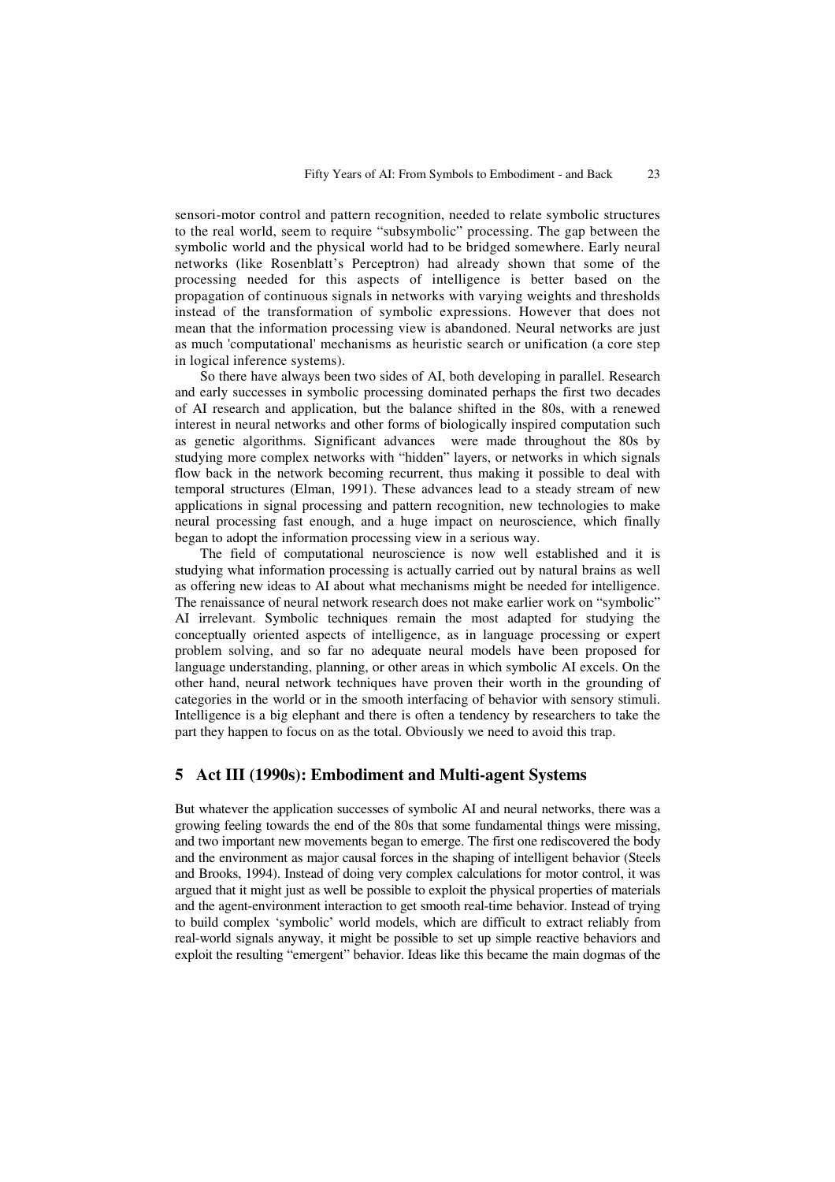sensori-motor control and pattern recognition, needed to relate symbolic structures to the real world, seem to require "subsymbolic" processing. The gap between the symbolic world and the physical world had to be bridged somewhere. Early neural networks (like Rosenblatt's Perceptron) had already shown that some of the processing needed for this aspects of intelligence is better based on the propagation of continuous signals in networks with varying weights and thresholds instead of the transformation of symbolic expressions. However that does not mean that the information processing view is abandoned. Neural networks are just as much 'computational' mechanisms as heuristic search or unification (a core step in logical inference systems).

So there have always been two sides of AI, both developing in parallel. Research and early successes in symbolic processing dominated perhaps the first two decades of AI research and application, but the balance shifted in the 80s, with a renewed interest in neural networks and other forms of biologically inspired computation such as genetic algorithms. Significant advances were made throughout the 80s by studying more complex networks with "hidden" layers, or networks in which signals flow back in the network becoming recurrent, thus making it possible to deal with temporal structures (Elman, 1991). These advances lead to a steady stream of new applications in signal processing and pattern recognition, new technologies to make neural processing fast enough, and a huge impact on neuroscience, which finally began to adopt the information processing view in a serious way.

The field of computational neuroscience is now well established and it is studying what information processing is actually carried out by natural brains as well as offering new ideas to AI about what mechanisms might be needed for intelligence. The renaissance of neural network research does not make earlier work on "symbolic" AI irrelevant. Symbolic techniques remain the most adapted for studying the conceptually oriented aspects of intelligence, as in language processing or expert problem solving, and so far no adequate neural models have been proposed for language understanding, planning, or other areas in which symbolic AI excels. On the other hand, neural network techniques have proven their worth in the grounding of categories in the world or in the smooth interfacing of behavior with sensory stimuli. Intelligence is a big elephant and there is often a tendency by researchers to take the part they happen to focus on as the total. Obviously we need to avoid this trap.

## 5 Act III (1990s): Embodiment and Multi-agent Systems

But whatever the application successes of symbolic AI and neural networks, there was a growing feeling towards the end of the 80s that some fundamental things were missing, and two important new movements began to emerge. The first one rediscovered the body and the environment as major causal forces in the shaping of intelligent behavior (Steels and Brooks, 1994). Instead of doing very complex calculations for motor control, it was argued that it might just as well be possible to exploit the physical properties of materials and the agent-environment interaction to get smooth real-time behavior. Instead of trying to build complex 'symbolic' world models, which are difficult to extract reliably from real-world signals anyway, it might be possible to set up simple reactive behaviors and exploit the resulting "emergent" behavior. Ideas like this became the main dogmas of the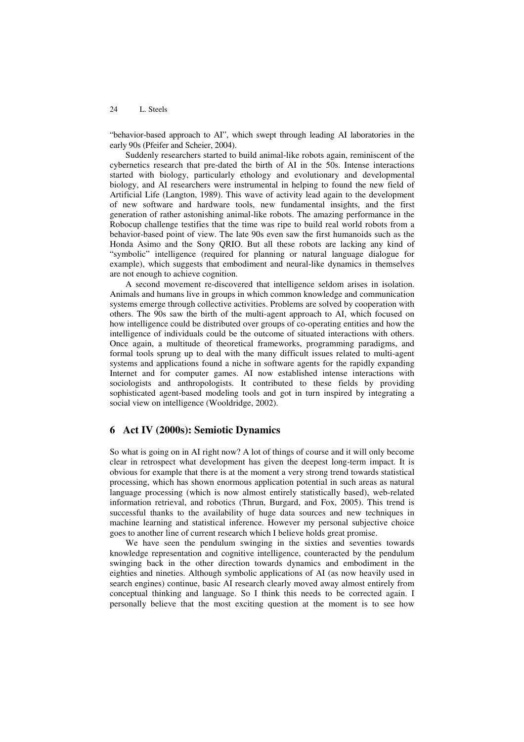"behavior-based approach to AI", which swept through leading AI laboratories in the early 90s (Pfeifer and Scheier, 2004).

Suddenly researchers started to build animal-like robots again, reminiscent of the cybernetics research that pre-dated the birth of AI in the 50s. Intense interactions started with biology, particularly ethology and evolutionary and developmental biology, and AI researchers were instrumental in helping to found the new field of Artificial Life (Langton, 1989). This wave of activity lead again to the development of new software and hardware tools, new fundamental insights, and the first generation of rather astonishing animal-like robots. The amazing performance in the Robocup challenge testifies that the time was ripe to build real world robots from a behavior-based point of view. The late 90s even saw the first humanoids such as the Honda Asimo and the Sony QRIO. But all these robots are lacking any kind of "symbolic" intelligence (required for planning or natural language dialogue for example), which suggests that embodiment and neural-like dynamics in themselves are not enough to achieve cognition.

A second movement re-discovered that intelligence seldom arises in isolation. Animals and humans live in groups in which common knowledge and communication systems emerge through collective activities. Problems are solved by cooperation with others. The 90s saw the birth of the multi-agent approach to AI, which focused on how intelligence could be distributed over groups of co-operating entities and how the intelligence of individuals could be the outcome of situated interactions with others. Once again, a multitude of theoretical frameworks, programming paradigms, and formal tools sprung up to deal with the many difficult issues related to multi-agent systems and applications found a niche in software agents for the rapidly expanding Internet and for computer games. AI now established intense interactions with sociologists and anthropologists. It contributed to these fields by providing sophisticated agent-based modeling tools and got in turn inspired by integrating a social view on intelligence (Wooldridge, 2002).

## 6 Act IV (2000s): Semiotic Dynamics

So what is going on in AI right now? A lot of things of course and it will only become clear in retrospect what development has given the deepest long-term impact. It is obvious for example that there is at the moment a very strong trend towards statistical processing, which has shown enormous application potential in such areas as natural language processing (which is now almost entirely statistically based), web-related information retrieval, and robotics (Thrun, Burgard, and Fox, 2005). This trend is successful thanks to the availability of huge data sources and new techniques in machine learning and statistical inference. However my personal subjective choice goes to another line of current research which I believe holds great promise.

We have seen the pendulum swinging in the sixties and seventies towards knowledge representation and cognitive intelligence, counteracted by the pendulum swinging back in the other direction towards dynamics and embodiment in the eighties and nineties. Although symbolic applications of AI (as now heavily used in search engines) continue, basic AI research clearly moved away almost entirely from conceptual thinking and language. So I think this needs to be corrected again. I personally believe that the most exciting question at the moment is to see how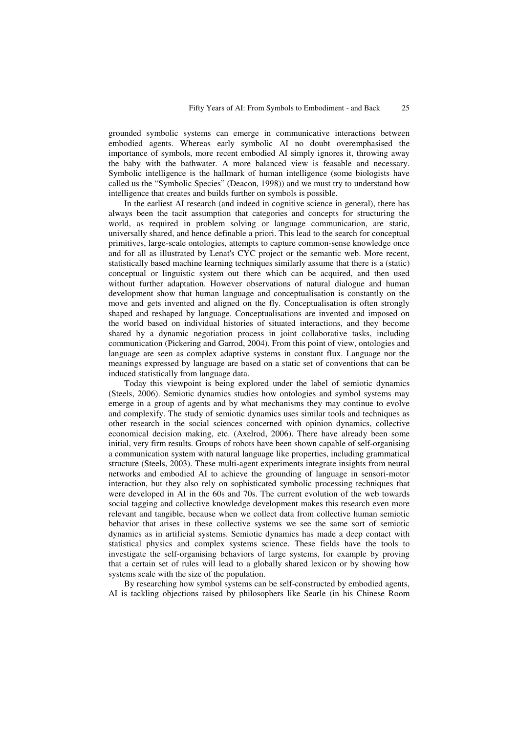grounded symbolic systems can emerge in communicative interactions between embodied agents. Whereas early symbolic AI no doubt overemphasised the importance of symbols, more recent embodied AI simply ignores it, throwing away the baby with the bathwater. A more balanced view is feasable and necessary. Symbolic intelligence is the hallmark of human intelligence (some biologists have called us the "Symbolic Species" (Deacon, 1998)) and we must try to understand how intelligence that creates and builds further on symbols is possible.

In the earliest AI research (and indeed in cognitive science in general), there has always been the tacit assumption that categories and concepts for structuring the world, as required in problem solving or language communication, are static, universally shared, and hence definable a priori. This lead to the search for conceptual primitives, large-scale ontologies, attempts to capture common-sense knowledge once and for all as illustrated by Lenat's CYC project or the semantic web. More recent, statistically based machine learning techniques similarly assume that there is a (static) conceptual or linguistic system out there which can be acquired, and then used without further adaptation. However observations of natural dialogue and human development show that human language and conceptualisation is constantly on the move and gets invented and aligned on the fly. Conceptualisation is often strongly shaped and reshaped by language. Conceptualisations are invented and imposed on the world based on individual histories of situated interactions, and they become shared by a dynamic negotiation process in joint collaborative tasks, including communication (Pickering and Garrod, 2004). From this point of view, ontologies and language are seen as complex adaptive systems in constant flux. Language nor the meanings expressed by language are based on a static set of conventions that can be induced statistically from language data.

Today this viewpoint is being explored under the label of semiotic dynamics (Steels, 2006). Semiotic dynamics studies how ontologies and symbol systems may emerge in a group of agents and by what mechanisms they may continue to evolve and complexify. The study of semiotic dynamics uses similar tools and techniques as other research in the social sciences concerned with opinion dynamics, collective economical decision making, etc. (Axelrod, 2006). There have already been some initial, very firm results. Groups of robots have been shown capable of self-organising a communication system with natural language like properties, including grammatical structure (Steels, 2003). These multi-agent experiments integrate insights from neural networks and embodied AI to achieve the grounding of language in sensori-motor interaction, but they also rely on sophisticated symbolic processing techniques that were developed in AI in the 60s and 70s. The current evolution of the web towards social tagging and collective knowledge development makes this research even more relevant and tangible, because when we collect data from collective human semiotic behavior that arises in these collective systems we see the same sort of semiotic dynamics as in artificial systems. Semiotic dynamics has made a deep contact with statistical physics and complex systems science. These fields have the tools to investigate the self-organising behaviors of large systems, for example by proving that a certain set of rules will lead to a globally shared lexicon or by showing how systems scale with the size of the population.

By researching how symbol systems can be self-constructed by embodied agents, AI is tackling objections raised by philosophers like Searle (in his Chinese Room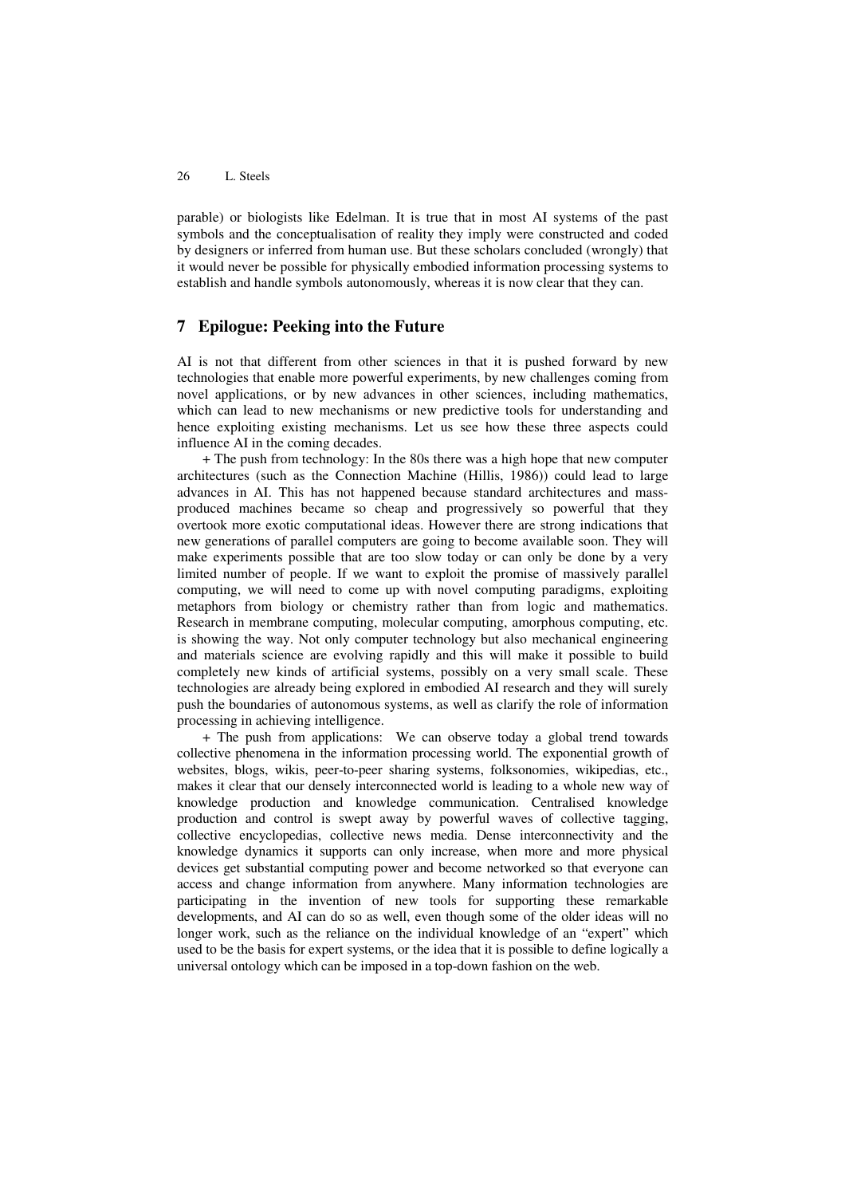parable) or biologists like Edelman. It is true that in most AI systems of the past symbols and the conceptualisation of reality they imply were constructed and coded by designers or inferred from human use. But these scholars concluded (wrongly) that it would never be possible for physically embodied information processing systems to establish and handle symbols autonomously, whereas it is now clear that they can.

## 7 Epilogue: Peeking into the Future

AI is not that different from other sciences in that it is pushed forward by new technologies that enable more powerful experiments, by new challenges coming from novel applications, or by new advances in other sciences, including mathematics, which can lead to new mechanisms or new predictive tools for understanding and hence exploiting existing mechanisms. Let us see how these three aspects could influence AI in the coming decades.

+ The push from technology: In the 80s there was a high hope that new computer architectures (such as the Connection Machine (Hillis, 1986)) could lead to large advances in AI. This has not happened because standard architectures and mass-produced machines became so cheap and progressively so powerful that they overtook more exotic computational ideas. However there are strong indications that new generations of parallel computers are going to become available soon. They will make experiments possible that are too slow today or can only be done by a very limited number of people. If we want to exploit the promise of massively parallel computing, we will need to come up with novel computing paradigms, exploiting metaphors from biology or chemistry rather than from logic and mathematics. Research in membrane computing, molecular computing, amorphous computing, etc. is showing the way. Not only computer technology but also mechanical engineering and materials science are evolving rapidly and this will make it possible to build completely new kinds of artificial systems, possibly on a very small scale. These technologies are already being explored in embodied AI research and they will surely push the boundaries of autonomous systems, as well as clarify the role of information processing in achieving intelligence.

+ The push from applications: We can observe today a global trend towards collective phenomena in the information processing world. The exponential growth of websites, blogs, wikis, peer-to-peer sharing systems, folksonomies, wikipedias, etc., makes it clear that our densely interconnected world is leading to a whole new way of knowledge production and knowledge communication. Centralised knowledge production and control is swept away by powerful waves of collective tagging, collective encyclopedias, collective news media. Dense interconnectivity and the knowledge dynamics it supports can only increase, when more and more physical devices get substantial computing power and become networked so that everyone can access and change information from anywhere. Many information technologies are participating in the invention of new tools for supporting these remarkable developments, and AI can do so as well, even though some of the older ideas will no longer work, such as the reliance on the individual knowledge of an "expert" which used to be the basis for expert systems, or the idea that it is possible to define logically a universal ontology which can be imposed in a top-down fashion on the web.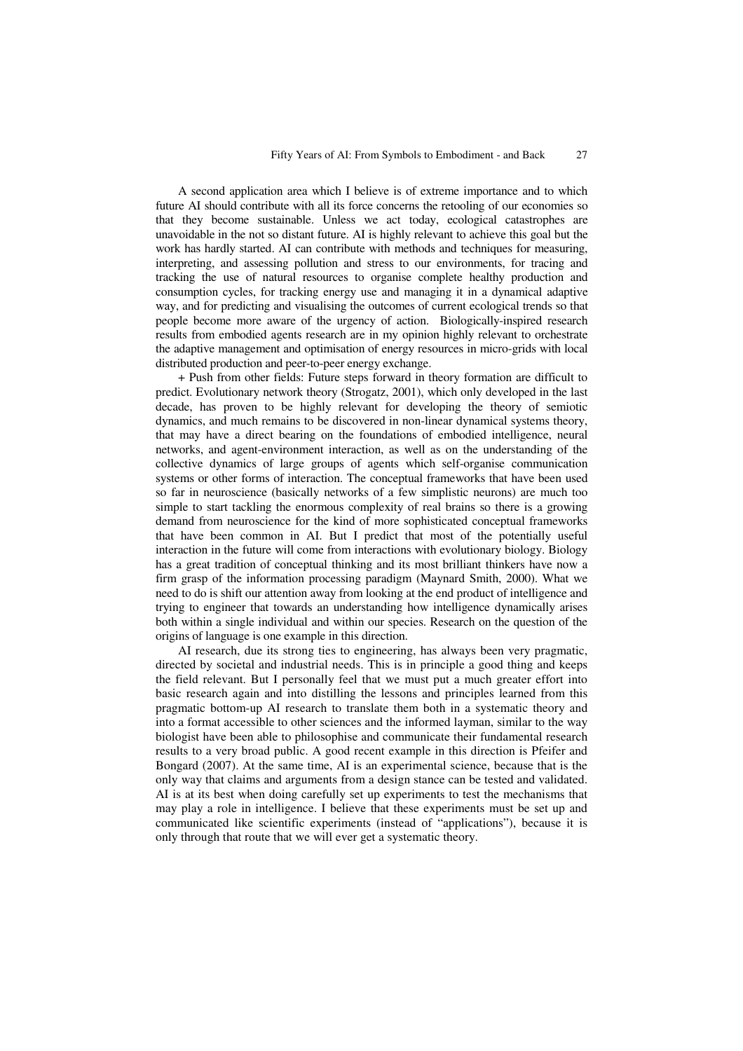A second application area which I believe is of extreme importance and to which future AI should contribute with all its force concerns the retooling of our economies so that they become sustainable. Unless we act today, ecological catastrophes are unavoidable in the not so distant future. AI is highly relevant to achieve this goal but the work has hardly started. AI can contribute with methods and techniques for measuring, interpreting, and assessing pollution and stress to our environments, for tracing and tracking the use of natural resources to organise complete healthy production and consumption cycles, for tracking energy use and managing it in a dynamical adaptive way, and for predicting and visualising the outcomes of current ecological trends so that people become more aware of the urgency of action. Biologically-inspired research results from embodied agents research are in my opinion highly relevant to orchestrate the adaptive management and optimisation of energy resources in micro-grids with local distributed production and peer-to-peer energy exchange.

+ Push from other fields: Future steps forward in theory formation are difficult to predict. Evolutionary network theory (Strogatz, 2001), which only developed in the last decade, has proven to be highly relevant for developing the theory of semiotic dynamics, and much remains to be discovered in non-linear dynamical systems theory, that may have a direct bearing on the foundations of embodied intelligence, neural networks, and agent-environment interaction, as well as on the understanding of the collective dynamics of large groups of agents which self-organise communication systems or other forms of interaction. The conceptual frameworks that have been used so far in neuroscience (basically networks of a few simplistic neurons) are much too simple to start tackling the enormous complexity of real brains so there is a growing demand from neuroscience for the kind of more sophisticated conceptual frameworks that have been common in AI. But I predict that most of the potentially useful interaction in the future will come from interactions with evolutionary biology. Biology has a great tradition of conceptual thinking and its most brilliant thinkers have now a firm grasp of the information processing paradigm (Maynard Smith, 2000). What we need to do is shift our attention away from looking at the end product of intelligence and trying to engineer that towards an understanding how intelligence dynamically arises both within a single individual and within our species. Research on the question of the origins of language is one example in this direction.

AI research, due its strong ties to engineering, has always been very pragmatic, directed by societal and industrial needs. This is in principle a good thing and keeps the field relevant. But I personally feel that we must put a much greater effort into basic research again and into distilling the lessons and principles learned from this pragmatic bottom-up AI research to translate them both in a systematic theory and into a format accessible to other sciences and the informed layman, similar to the way biologist have been able to philosophise and communicate their fundamental research results to a very broad public. A good recent example in this direction is Pfeifer and Bongard (2007). At the same time, AI is an experimental science, because that is the only way that claims and arguments from a design stance can be tested and validated. AI is at its best when doing carefully set up experiments to test the mechanisms that may play a role in intelligence. I believe that these experiments must be set up and communicated like scientific experiments (instead of "applications"), because it is only through that route that we will ever get a systematic theory.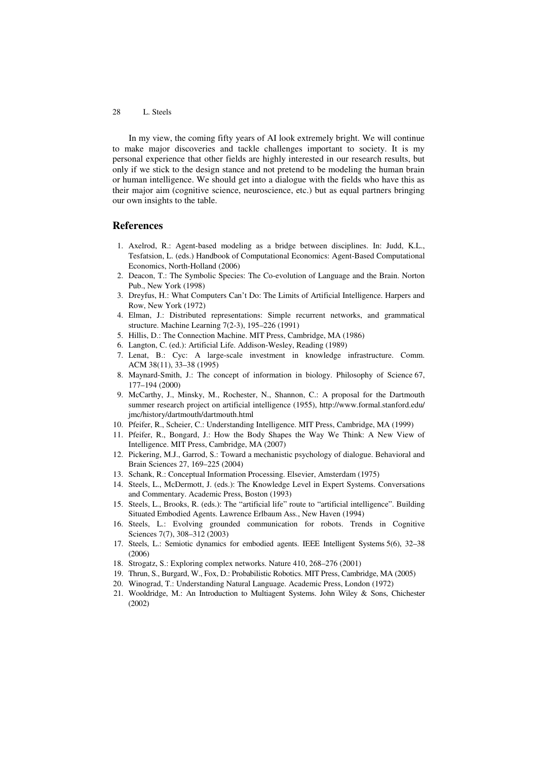In my view, the coming fifty years of AI look extremely bright. We will continue to make major discoveries and tackle challenges important to society. It is my personal experience that other fields are highly interested in our research results, but only if we stick to the design stance and not pretend to be modeling the human brain or human intelligence. We should get into a dialogue with the fields who have this as their major aim (cognitive science, neuroscience, etc.) but as equal partners bringing our own insights to the table.

## References

1. Axelrod, R.: Agent-based modeling as a bridge between disciplines. In: Judd, K.L., Tesfatsion, L. (eds.) Handbook of Computational Economics: Agent-Based Computational Economics, North-Holland (2006)
2. Deacon, T.: The Symbolic Species: The Co-evolution of Language and the Brain. Norton Pub., New York (1998)
3. Dreyfus, H.: What Computers Can't Do: The Limits of Artificial Intelligence. Harpers and Row, New York (1972)
4. Elman, J.: Distributed representations: Simple recurrent networks, and grammatical structure. Machine Learning 7(2-3), 195–226 (1991)
5. Hillis, D.: The Connection Machine. MIT Press, Cambridge, MA (1986)
6. Langton, C. (ed.): Artificial Life. Addison-Wesley, Reading (1989)
7. Lenat, B.: Cyc: A large-scale investment in knowledge infrastructure. Comm. ACM 38(11), 33–38 (1995)
8. Maynard-Smith, J.: The concept of information in biology. Philosophy of Science 67, 177–194 (2000)
9. McCarthy, J., Minsky, M., Rochester, N., Shannon, C.: A proposal for the Dartmouth summer research project on artificial intelligence (1955), http://www.formal.stanford.edu/jmc/history/dartmouth/dartmouth.html
10. Pfeifer, R., Scheier, C.: Understanding Intelligence. MIT Press, Cambridge, MA (1999)
11. Pfeifer, R., Bongard, J.: How the Body Shapes the Way We Think: A New View of Intelligence. MIT Press, Cambridge, MA (2007)
12. Pickering, M.J., Garrod, S.: Toward a mechanistic psychology of dialogue. Behavioral and Brain Sciences 27, 169–225 (2004)
13. Schank, R.: Conceptual Information Processing. Elsevier, Amsterdam (1975)
14. Steels, L., McDermott, J. (eds.): The Knowledge Level in Expert Systems. Conversations and Commentary. Academic Press, Boston (1993)
15. Steels, L., Brooks, R. (eds.): The "artificial life" route to "artificial intelligence". Building Situated Embodied Agents. Lawrence Erlbaum Ass., New Haven (1994)
16. Steels, L.: Evolving grounded communication for robots. Trends in Cognitive Sciences 7(7), 308–312 (2003)
17. Steels, L.: Semiotic dynamics for embodied agents. IEEE Intelligent Systems 5(6), 32–38 (2006)
18. Strogatz, S.: Exploring complex networks. Nature 410, 268–276 (2001)
19. Thrun, S., Burgard, W., Fox, D.: Probabilistic Robotics. MIT Press, Cambridge, MA (2005)
20. Winograd, T.: Understanding Natural Language. Academic Press, London (1972)
21. Wooldridge, M.: An Introduction to Multiagent Systems. John Wiley & Sons, Chichester (2002)